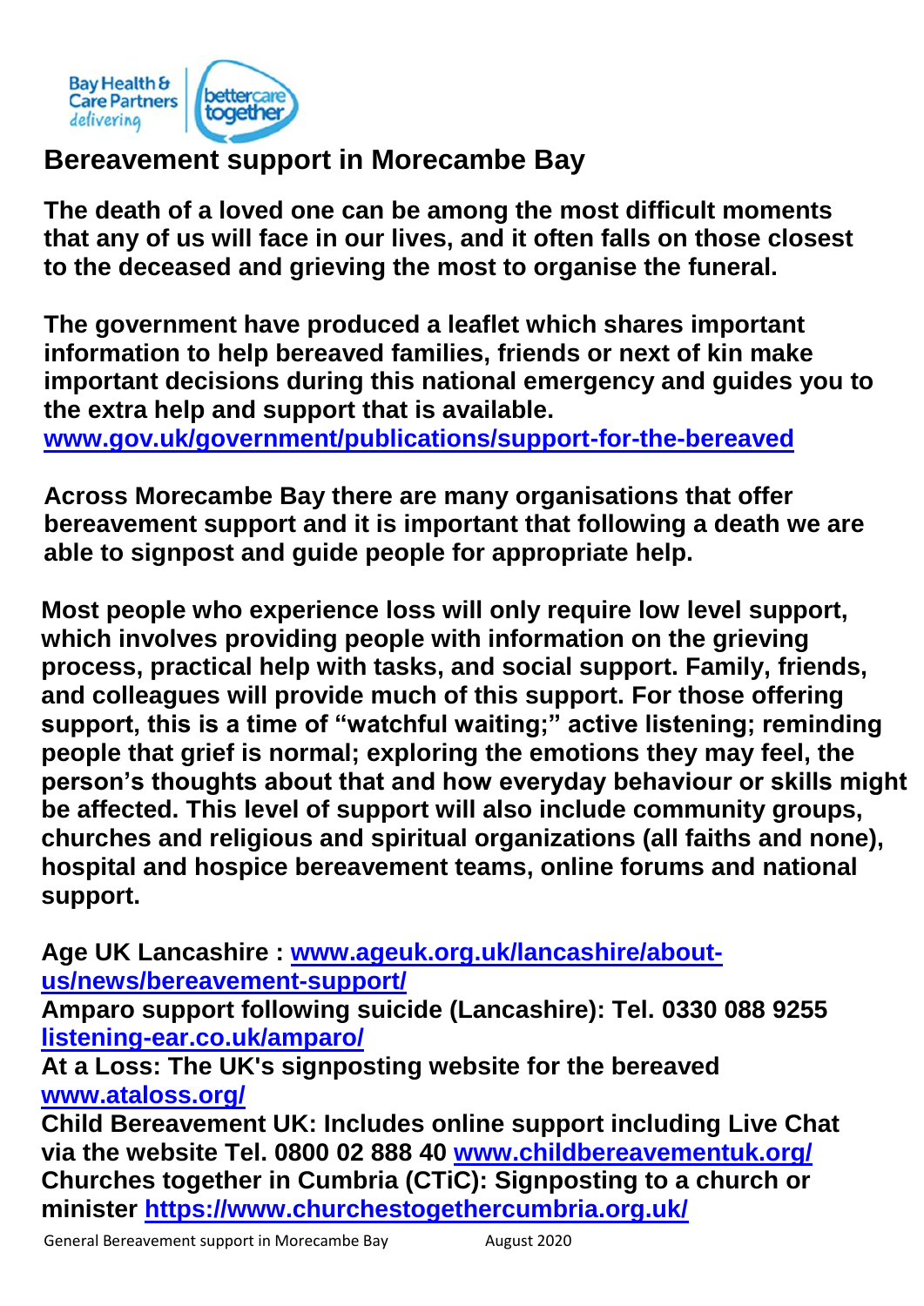# Bereavement support in Morecambe Bay

**The death of a loved one can be among the most difficult moments that any of us will face in our lives, and it often falls on those closest to the deceased and grieving the most to organise the funeral.**

**The government have produced a leaflet which shares important information to help bereaved families, friends or next of kin make important decisions during this national emergency and guides you to the extra help and support that is available.**
**www.gov.uk/government/publications/support-for-the-bereaved**

**Across Morecambe Bay there are many organisations that offer bereavement support and it is important that following a death we are able to signpost and guide people for appropriate help.**

**Most people who experience loss will only require low level support, which involves providing people with information on the grieving process, practical help with tasks, and social support. Family, friends, and colleagues will provide much of this support. For those offering support, this is a time of "watchful waiting;" active listening; reminding people that grief is normal; exploring the emotions they may feel, the person's thoughts about that and how everyday behaviour or skills might be affected. This level of support will also include community groups, churches and religious and spiritual organizations (all faiths and none), hospital and hospice bereavement teams, online forums and national support.**

**Age UK Lancashire : www.ageuk.org.uk/lancashire/about-us/news/bereavement-support/**
**Amparo support following suicide (Lancashire): Tel. 0330 088 9255 listening-ear.co.uk/amparo/**
**At a Loss: The UK's signposting website for the bereaved www.ataloss.org/**
**Child Bereavement UK: Includes online support including Live Chat via the website Tel. 0800 02 888 40 www.childbereavementuk.org/**
**Churches together in Cumbria (CTiC): Signposting to a church or minister https://www.churchestogethercumbria.org.uk/**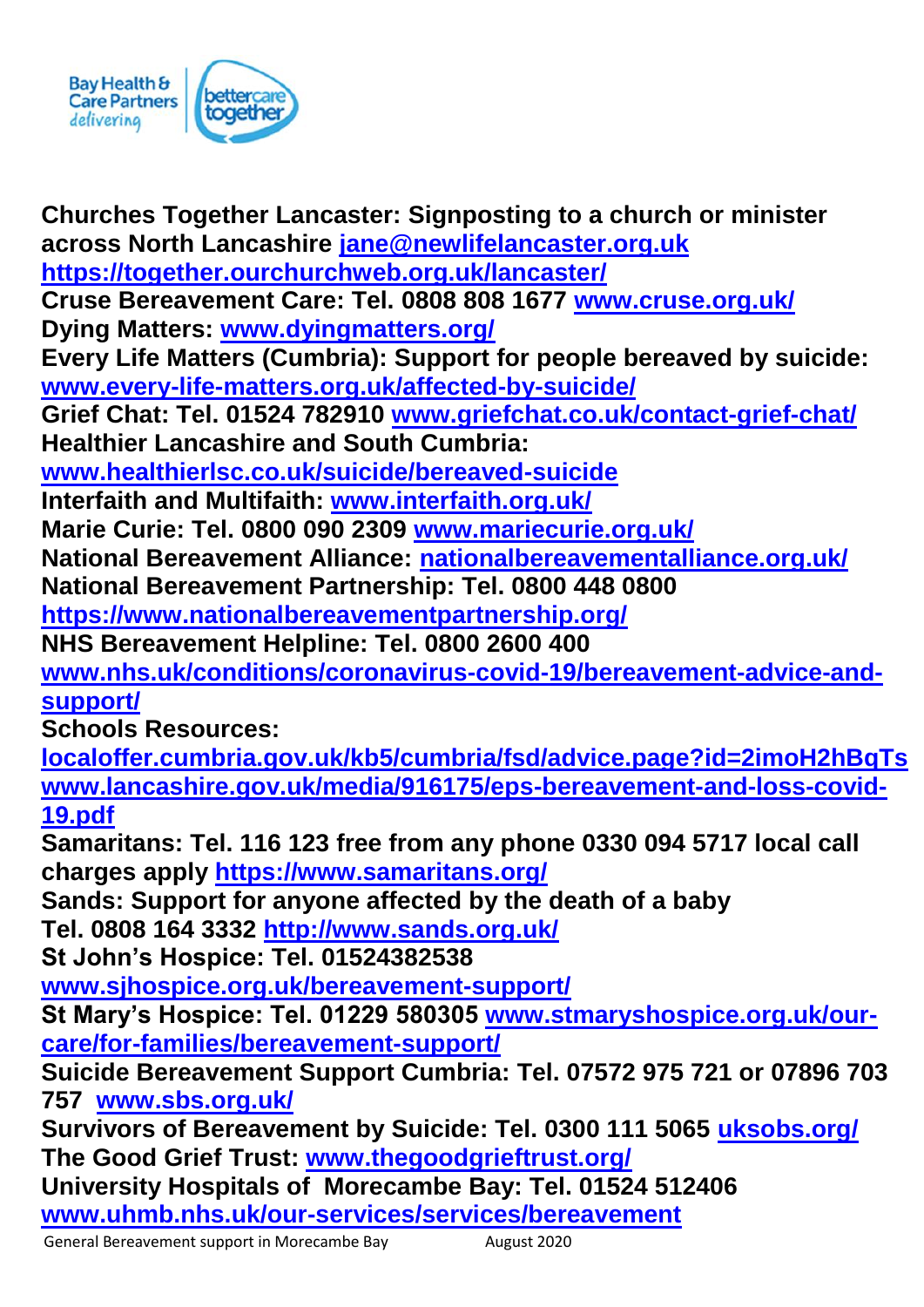**Churches Together Lancaster: Signposting to a church or minister across North Lancashire jane@newlifelancaster.org.uk https://together.ourchurchweb.org.uk/lancaster/**

**Cruse Bereavement Care: Tel. 0808 808 1677 www.cruse.org.uk/**

**Dying Matters: www.dyingmatters.org/**

**Every Life Matters (Cumbria): Support for people bereaved by suicide: www.every-life-matters.org.uk/affected-by-suicide/**

**Grief Chat: Tel. 01524 782910 www.griefchat.co.uk/contact-grief-chat/**

**Healthier Lancashire and South Cumbria: www.healthierlsc.co.uk/suicide/bereaved-suicide**

**Interfaith and Multifaith: www.interfaith.org.uk/**

**Marie Curie: Tel. 0800 090 2309 www.mariecurie.org.uk/**

**National Bereavement Alliance: nationalbereavementalliance.org.uk/**

**National Bereavement Partnership: Tel. 0800 448 0800 https://www.nationalbereavementpartnership.org/**

**NHS Bereavement Helpline: Tel. 0800 2600 400 www.nhs.uk/conditions/coronavirus-covid-19/bereavement-advice-and-support/**

**Schools Resources: localoffer.cumbria.gov.uk/kb5/cumbria/fsd/advice.page?id=2imoH2hBqTs www.lancashire.gov.uk/media/916175/eps-bereavement-and-loss-covid-19.pdf**

**Samaritans: Tel. 116 123 free from any phone 0330 094 5717 local call charges apply https://www.samaritans.org/**

**Sands: Support for anyone affected by the death of a baby Tel. 0808 164 3332 http://www.sands.org.uk/**

**St John's Hospice: Tel. 01524382538 www.sjhospice.org.uk/bereavement-support/**

**St Mary's Hospice: Tel. 01229 580305 www.stmaryshospice.org.uk/our-care/for-families/bereavement-support/**

**Suicide Bereavement Support Cumbria: Tel. 07572 975 721 or 07896 703 757 www.sbs.org.uk/**

**Survivors of Bereavement by Suicide: Tel. 0300 111 5065 uksobs.org/**

**The Good Grief Trust: www.thegoodgrieftrust.org/**

**University Hospitals of Morecambe Bay: Tel. 01524 512406 www.uhmb.nhs.uk/our-services/services/bereavement**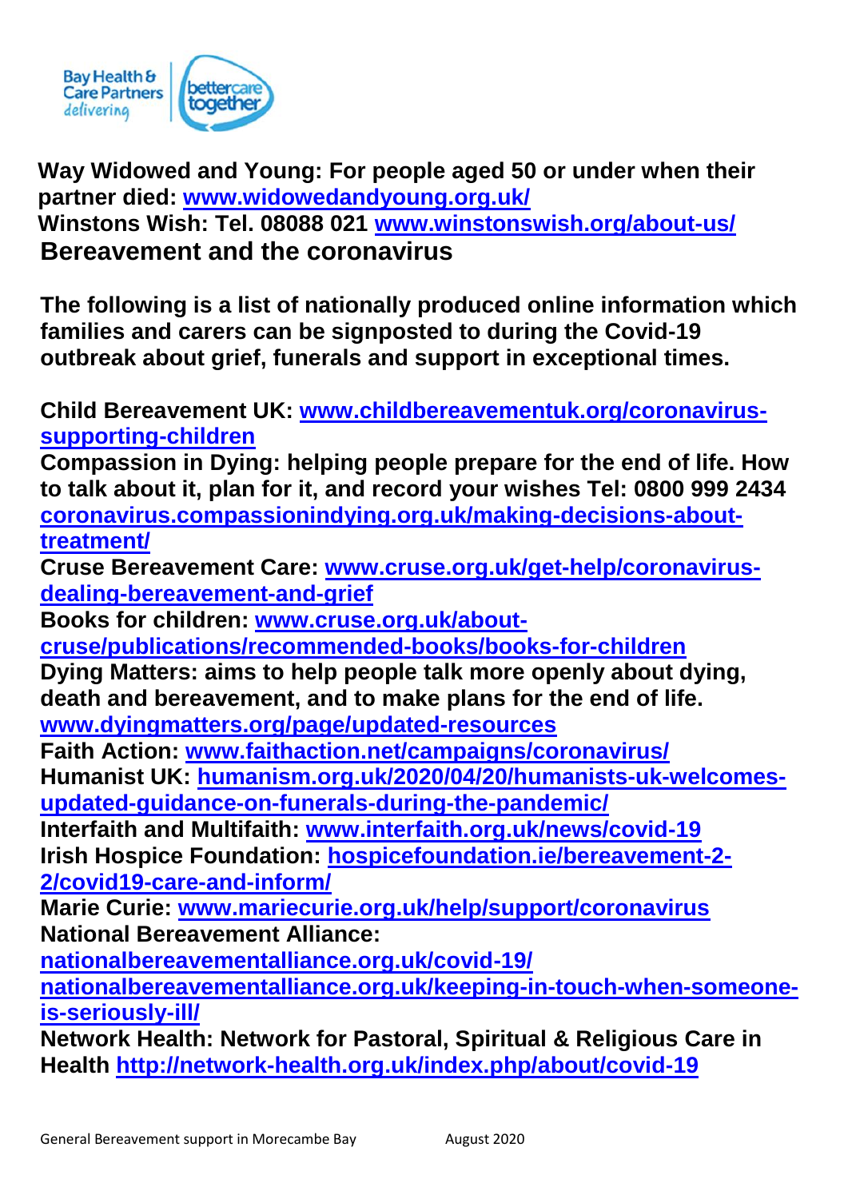**Way Widowed and Young: For people aged 50 or under when their partner died: www.widowedandyoung.org.uk/**

**Winstons Wish: Tel. 08088 021 www.winstonswish.org/about-us/**

## Bereavement and the coronavirus

**The following is a list of nationally produced online information which families and carers can be signposted to during the Covid-19 outbreak about grief, funerals and support in exceptional times.**

**Child Bereavement UK: www.childbereavementuk.org/coronavirus-supporting-children**

**Compassion in Dying: helping people prepare for the end of life. How to talk about it, plan for it, and record your wishes Tel: 0800 999 2434 coronavirus.compassionindying.org.uk/making-decisions-about-treatment/**

**Cruse Bereavement Care: www.cruse.org.uk/get-help/coronavirus-dealing-bereavement-and-grief**

**Books for children: www.cruse.org.uk/about-cruse/publications/recommended-books/books-for-children**

**Dying Matters: aims to help people talk more openly about dying, death and bereavement, and to make plans for the end of life. www.dyingmatters.org/page/updated-resources**

**Faith Action: www.faithaction.net/campaigns/coronavirus/**

**Humanist UK: humanism.org.uk/2020/04/20/humanists-uk-welcomes-updated-guidance-on-funerals-during-the-pandemic/**

**Interfaith and Multifaith: www.interfaith.org.uk/news/covid-19**

**Irish Hospice Foundation: hospicefoundation.ie/bereavement-2-2/covid19-care-and-inform/**

**Marie Curie: www.mariecurie.org.uk/help/support/coronavirus**

**National Bereavement Alliance:**
**nationalbereavementalliance.org.uk/covid-19/**
**nationalbereavementalliance.org.uk/keeping-in-touch-when-someone-is-seriously-ill/**

**Network Health: Network for Pastoral, Spiritual & Religious Care in Health http://network-health.org.uk/index.php/about/covid-19**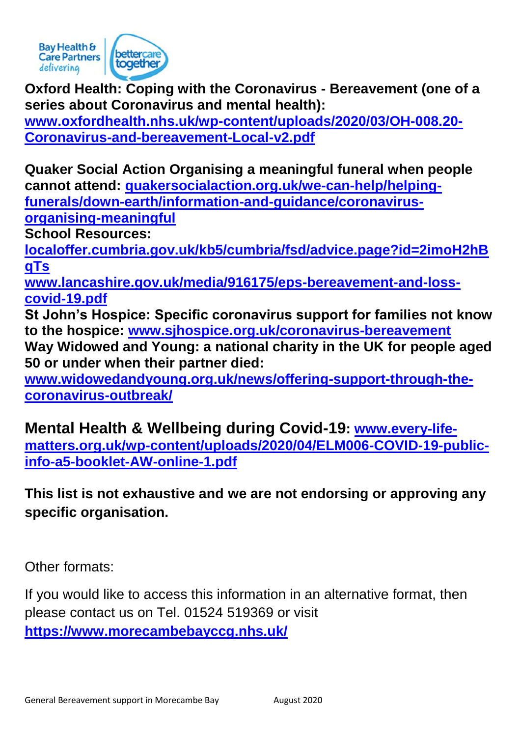**Oxford Health: Coping with the Coronavirus - Bereavement (one of a series about Coronavirus and mental health):** [www.oxfordhealth.nhs.uk/wp-content/uploads/2020/03/OH-008.20-Coronavirus-and-bereavement-Local-v2.pdf](www.oxfordhealth.nhs.uk/wp-content/uploads/2020/03/OH-008.20-Coronavirus-and-bereavement-Local-v2.pdf)

**Quaker Social Action Organising a meaningful funeral when people cannot attend:** [quakersocialaction.org.uk/we-can-help/helping-funerals/down-earth/information-and-guidance/coronavirus-organising-meaningful](quakersocialaction.org.uk/we-can-help/helping-funerals/down-earth/information-and-guidance/coronavirus-organising-meaningful)

**School Resources:**
[localoffer.cumbria.gov.uk/kb5/cumbria/fsd/advice.page?id=2imoH2hBqTs](localoffer.cumbria.gov.uk/kb5/cumbria/fsd/advice.page?id=2imoH2hBqTs)
[www.lancashire.gov.uk/media/916175/eps-bereavement-and-loss-covid-19.pdf](www.lancashire.gov.uk/media/916175/eps-bereavement-and-loss-covid-19.pdf)

**St John's Hospice: Specific coronavirus support for families not know to the hospice:** [www.sjhospice.org.uk/coronavirus-bereavement](www.sjhospice.org.uk/coronavirus-bereavement)

**Way Widowed and Young: a national charity in the UK for people aged 50 or under when their partner died:** [www.widowedandyoung.org.uk/news/offering-support-through-the-coronavirus-outbreak/](www.widowedandyoung.org.uk/news/offering-support-through-the-coronavirus-outbreak/)

## Mental Health & Wellbeing during Covid-19: [www.every-life-matters.org.uk/wp-content/uploads/2020/04/ELM006-COVID-19-public-info-a5-booklet-AW-online-1.pdf](www.every-life-matters.org.uk/wp-content/uploads/2020/04/ELM006-COVID-19-public-info-a5-booklet-AW-online-1.pdf)

**This list is not exhaustive and we are not endorsing or approving any specific organisation.**

Other formats:

If you would like to access this information in an alternative format, then please contact us on Tel. 01524 519369 or visit [https://www.morecambebayccg.nhs.uk/](https://www.morecambebayccg.nhs.uk/)